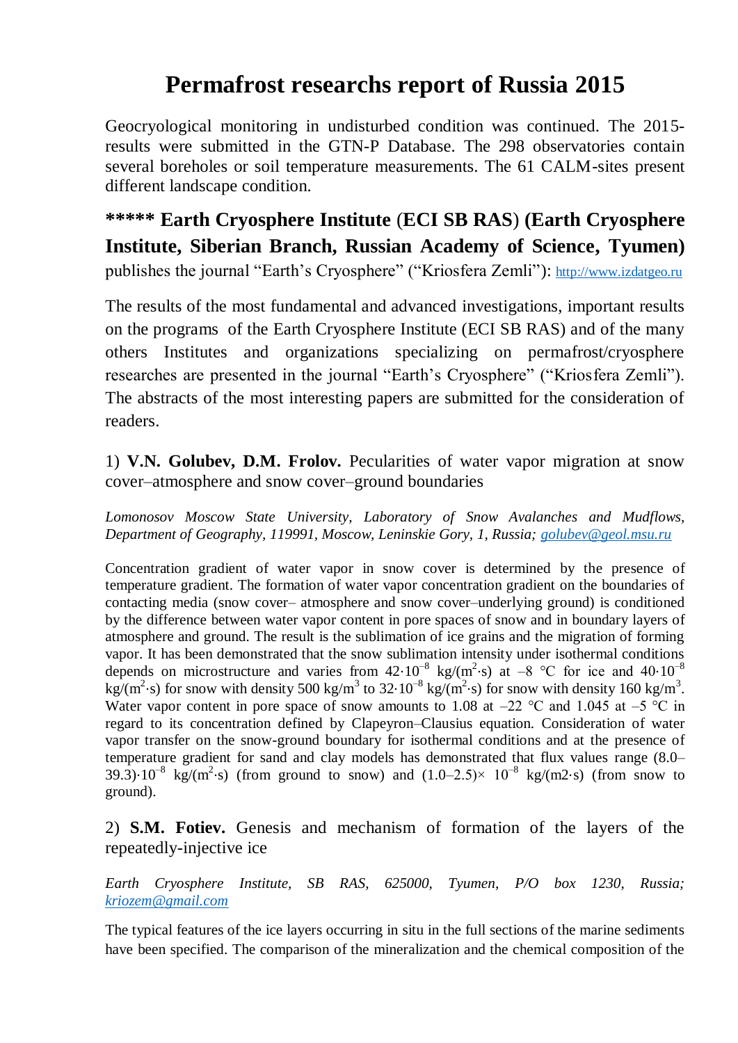# Permafrost researches report of Russia 2015

Geocryological monitoring in undisturbed condition was continued. The 2015-results were submitted in the GTN-P Database. The 298 observatories contain several boreholes or soil temperature measurements. The 61 CALM-sites present different landscape condition.

## ***** Earth Cryosphere Institute (ECI SB RAS) (Earth Cryosphere Institute, Siberian Branch, Russian Academy of Science, Tyumen)

publishes the journal "Earth's Cryosphere" ("Kriosfera Zemli"): http://www.izdatgeo.ru

The results of the most fundamental and advanced investigations, important results on the programs of the Earth Cryosphere Institute (ECI SB RAS) and of the many others Institutes and organizations specializing on permafrost/cryosphere researches are presented in the journal "Earth's Cryosphere" ("Kriosfera Zemli"). The abstracts of the most interesting papers are submitted for the consideration of readers.

1) **V.N. Golubev, D.M. Frolov.** Pecularities of water vapor migration at snow cover–atmosphere and snow cover–ground boundaries

*Lomonosov Moscow State University, Laboratory of Snow Avalanches and Mudflows, Department of Geography, 119991, Moscow, Leninskie Gory, 1, Russia; golubev@geol.msu.ru*

Concentration gradient of water vapor in snow cover is determined by the presence of temperature gradient. The formation of water vapor concentration gradient on the boundaries of contacting media (snow cover– atmosphere and snow cover–underlying ground) is conditioned by the difference between water vapor content in pore spaces of snow and in boundary layers of atmosphere and ground. The result is the sublimation of ice grains and the migration of forming vapor. It has been demonstrated that the snow sublimation intensity under isothermal conditions depends on microstructure and varies from $42 \cdot 10^{-8}$ kg/(m$^2$·s) at –8 °C for ice and $40 \cdot 10^{-8}$ kg/(m$^2$·s) for snow with density 500 kg/m$^3$ to $32 \cdot 10^{-8}$ kg/(m$^2$·s) for snow with density 160 kg/m$^3$. Water vapor content in pore space of snow amounts to 1.08 at –22 °C and 1.045 at –5 °C in regard to its concentration defined by Clapeyron–Clausius equation. Consideration of water vapor transfer on the snow-ground boundary for isothermal conditions and at the presence of temperature gradient for sand and clay models has demonstrated that flux values range (8.0–39.3)$\cdot 10^{-8}$ kg/(m$^2$·s) (from ground to snow) and (1.0–2.5)× $10^{-8}$ kg/(m2·s) (from snow to ground).

2) **S.M. Fotiev.** Genesis and mechanism of formation of the layers of the repeatedly-injective ice

*Earth Cryosphere Institute, SB RAS, 625000, Tyumen, P/O box 1230, Russia; kriozem@gmail.com*

The typical features of the ice layers occurring in situ in the full sections of the marine sediments have been specified. The comparison of the mineralization and the chemical composition of the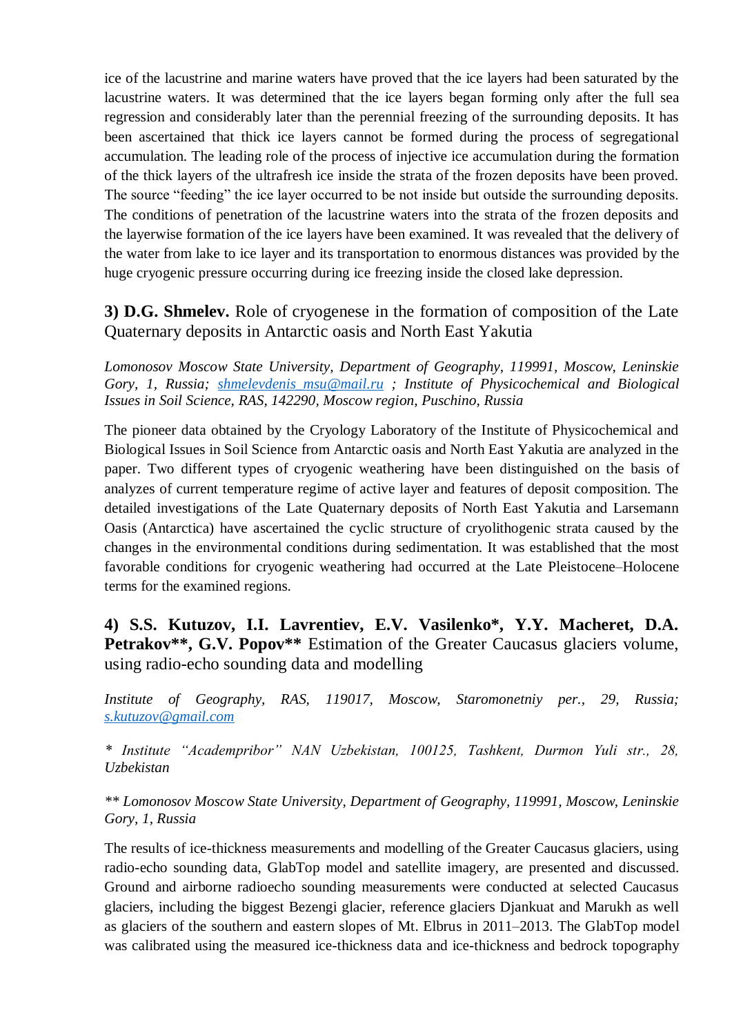ice of the lacustrine and marine waters have proved that the ice layers had been saturated by the lacustrine waters. It was determined that the ice layers began forming only after the full sea regression and considerably later than the perennial freezing of the surrounding deposits. It has been ascertained that thick ice layers cannot be formed during the process of segregational accumulation. The leading role of the process of injective ice accumulation during the formation of the thick layers of the ultrafresh ice inside the strata of the frozen deposits have been proved. The source "feeding" the ice layer occurred to be not inside but outside the surrounding deposits. The conditions of penetration of the lacustrine waters into the strata of the frozen deposits and the layerwise formation of the ice layers have been examined. It was revealed that the delivery of the water from lake to ice layer and its transportation to enormous distances was provided by the huge cryogenic pressure occurring during ice freezing inside the closed lake depression.

### 3) **D.G. Shmelev.** Role of cryogenese in the formation of composition of the Late Quaternary deposits in Antarctic oasis and North East Yakutia

*Lomonosov Moscow State University, Department of Geography, 119991, Moscow, Leninskie Gory, 1, Russia; shmelevdenis_msu@mail.ru ; Institute of Physicochemical and Biological Issues in Soil Science, RAS, 142290, Moscow region, Puschino, Russia*

The pioneer data obtained by the Cryology Laboratory of the Institute of Physicochemical and Biological Issues in Soil Science from Antarctic oasis and North East Yakutia are analyzed in the paper. Two different types of cryogenic weathering have been distinguished on the basis of analyzes of current temperature regime of active layer and features of deposit composition. The detailed investigations of the Late Quaternary deposits of North East Yakutia and Larsemann Oasis (Antarctica) have ascertained the cyclic structure of cryolithogenic strata caused by the changes in the environmental conditions during sedimentation. It was established that the most favorable conditions for cryogenic weathering had occurred at the Late Pleistocene–Holocene terms for the examined regions.

### 4) **S.S. Kutuzov, I.I. Lavrentiev, E.V. Vasilenko\*, Y.Y. Macheret, D.A. Petrakov\*\*, G.V. Popov\*\*** Estimation of the Greater Caucasus glaciers volume, using radio-echo sounding data and modelling

*Institute of Geography, RAS, 119017, Moscow, Staromonetniy per., 29, Russia; s.kutuzov@gmail.com*

*\* Institute "Academpribor" NAN Uzbekistan, 100125, Tashkent, Durmon Yuli str., 28, Uzbekistan*

*\*\* Lomonosov Moscow State University, Department of Geography, 119991, Moscow, Leninskie Gory, 1, Russia*

The results of ice-thickness measurements and modelling of the Greater Caucasus glaciers, using radio-echo sounding data, GlabTop model and satellite imagery, are presented and discussed. Ground and airborne radioecho sounding measurements were conducted at selected Caucasus glaciers, including the biggest Bezengi glacier, reference glaciers Djankuat and Marukh as well as glaciers of the southern and eastern slopes of Mt. Elbrus in 2011–2013. The GlabTop model was calibrated using the measured ice-thickness data and ice-thickness and bedrock topography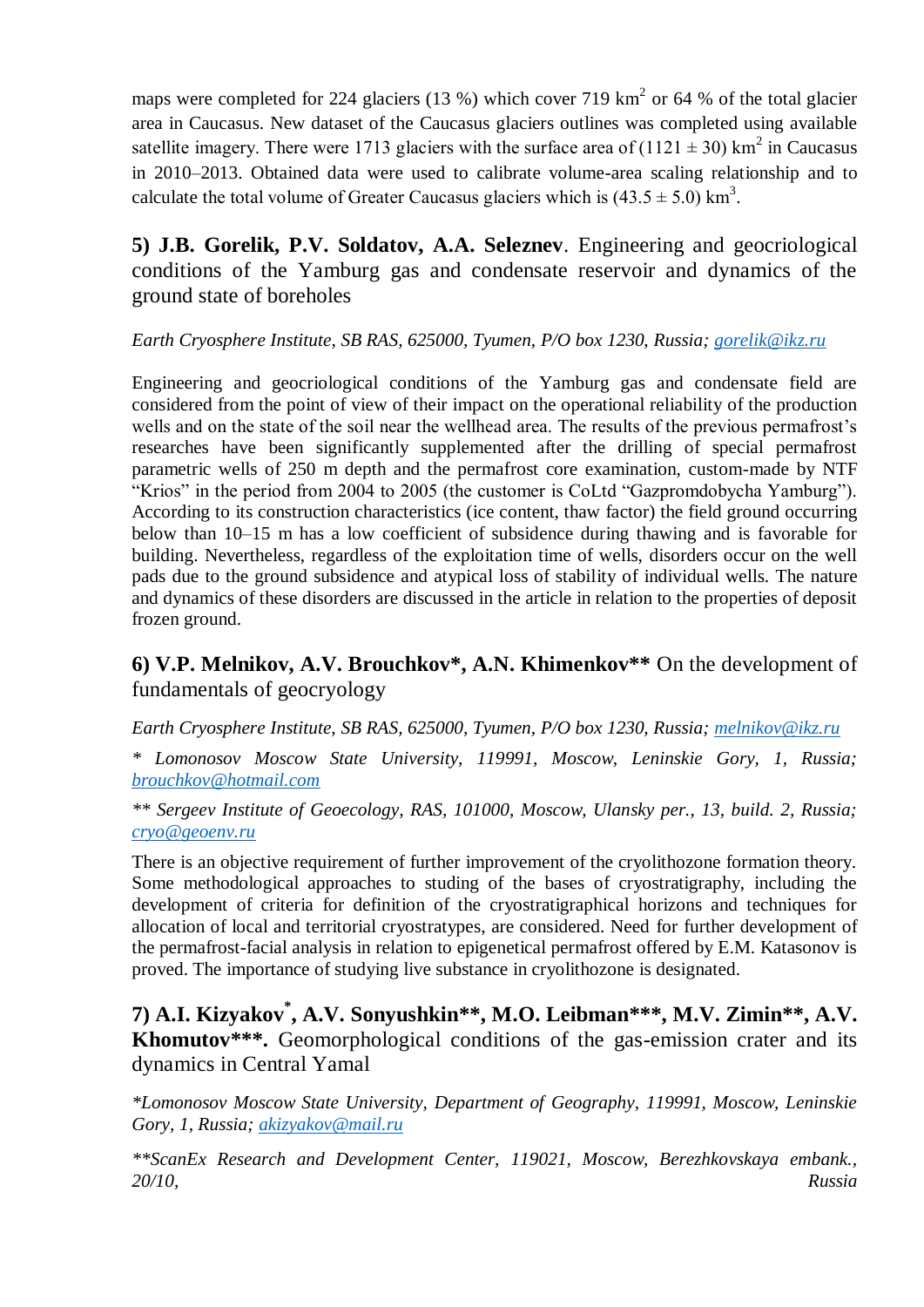maps were completed for 224 glaciers (13 %) which cover 719 $km^2$ or 64 % of the total glacier area in Caucasus. New dataset of the Caucasus glaciers outlines was completed using available satellite imagery. There were 1713 glaciers with the surface area of $(1121 \pm 30)$ $km^2$ in Caucasus in 2010–2013. Obtained data were used to calibrate volume-area scaling relationship and to calculate the total volume of Greater Caucasus glaciers which is $(43.5 \pm 5.0)$ $km^3$.

### 5) **J.B. Gorelik, P.V. Soldatov, A.A. Seleznev**. Engineering and geocriological conditions of the Yamburg gas and condensate reservoir and dynamics of the ground state of boreholes

*Earth Cryosphere Institute, SB RAS, 625000, Tyumen, P/O box 1230, Russia; gorelik@ikz.ru*

Engineering and geocriological conditions of the Yamburg gas and condensate field are considered from the point of view of their impact on the operational reliability of the production wells and on the state of the soil near the wellhead area. The results of the previous permafrost's researches have been significantly supplemented after the drilling of special permafrost parametric wells of 250 m depth and the permafrost core examination, custom-made by NTF "Krios" in the period from 2004 to 2005 (the customer is CoLtd "Gazpromdobycha Yamburg"). According to its construction characteristics (ice content, thaw factor) the field ground occurring below than 10–15 m has a low coefficient of subsidence during thawing and is favorable for building. Nevertheless, regardless of the exploitation time of wells, disorders occur on the well pads due to the ground subsidence and atypical loss of stability of individual wells. The nature and dynamics of these disorders are discussed in the article in relation to the properties of deposit frozen ground.

### 6) **V.P. Melnikov, A.V. Brouchkov*, A.N. Khimenkov**** On the development of fundamentals of geocryology

*Earth Cryosphere Institute, SB RAS, 625000, Tyumen, P/O box 1230, Russia; melnikov@ikz.ru*

*\* Lomonosov Moscow State University, 119991, Moscow, Leninskie Gory, 1, Russia; brouchkov@hotmail.com*

*\*\* Sergeev Institute of Geoecology, RAS, 101000, Moscow, Ulansky per., 13, build. 2, Russia; cryo@geoenv.ru*

There is an objective requirement of further improvement of the cryolithozone formation theory. Some methodological approaches to studing of the bases of cryostratigraphy, including the development of criteria for definition of the cryostratigraphical horizons and techniques for allocation of local and territorial cryostratypes, are considered. Need for further development of the permafrost-facial analysis in relation to epigenetical permafrost offered by E.M. Katasonov is proved. The importance of studying live substance in cryolithozone is designated.

### 7) **A.I. Kizyakov[*], A.V. Sonyushkin**, M.O. Leibman***, M.V. Zimin**, A.V. Khomutov***.** Geomorphological conditions of the gas-emission crater and its dynamics in Central Yamal

*\*Lomonosov Moscow State University, Department of Geography, 119991, Moscow, Leninskie Gory, 1, Russia; akizyakov@mail.ru*

*\*\*ScanEx Research and Development Center, 119021, Moscow, Berezhkovskaya embank., 20/10, Russia*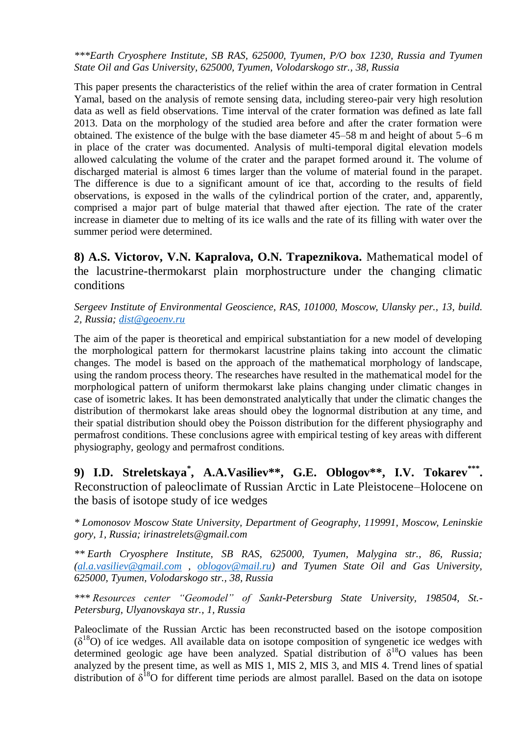*\*\*\*Earth Cryosphere Institute, SB RAS, 625000, Tyumen, P/O box 1230, Russia and Tyumen State Oil and Gas University, 625000, Tyumen, Volodarskogo str., 38, Russia*

This paper presents the characteristics of the relief within the area of crater formation in Central Yamal, based on the analysis of remote sensing data, including stereo-pair very high resolution data as well as field observations. Time interval of the crater formation was defined as late fall 2013. Data on the morphology of the studied area before and after the crater formation were obtained. The existence of the bulge with the base diameter 45–58 m and height of about 5–6 m in place of the crater was documented. Analysis of multi-temporal digital elevation models allowed calculating the volume of the crater and the parapet formed around it. The volume of discharged material is almost 6 times larger than the volume of material found in the parapet. The difference is due to a significant amount of ice that, according to the results of field observations, is exposed in the walls of the cylindrical portion of the crater, and, apparently, comprised a major part of bulge material that thawed after ejection. The rate of the crater increase in diameter due to melting of its ice walls and the rate of its filling with water over the summer period were determined.

## 8) **A.S. Victorov, V.N. Kapralova, O.N. Trapeznikova.** Mathematical model of the lacustrine-thermokarst plain morphostructure under the changing climatic conditions

*Sergeev Institute of Environmental Geoscience, RAS, 101000, Moscow, Ulansky per., 13, build. 2, Russia; dist@geoenv.ru*

The aim of the paper is theoretical and empirical substantiation for a new model of developing the morphological pattern for thermokarst lacustrine plains taking into account the climatic changes. The model is based on the approach of the mathematical morphology of landscape, using the random process theory. The researches have resulted in the mathematical model for the morphological pattern of uniform thermokarst lake plains changing under climatic changes in case of isometric lakes. It has been demonstrated analytically that under the climatic changes the distribution of thermokarst lake areas should obey the lognormal distribution at any time, and their spatial distribution should obey the Poisson distribution for the different physiography and permafrost conditions. These conclusions agree with empirical testing of key areas with different physiography, geology and permafrost conditions.

## 9) **I.D. Streletskaya[\*], A.A.Vasiliev\*\*, G.E. Oblogov\*\*, I.V. Tokarev[\*\*\*].** Reconstruction of paleoclimate of Russian Arctic in Late Pleistocene–Holocene on the basis of isotope study of ice wedges

*\* Lomonosov Moscow State University, Department of Geography, 119991, Moscow, Leninskie gory, 1, Russia; irinastrelets@gmail.com*

*\*\* Earth Cryosphere Institute, SB RAS, 625000, Tyumen, Malygina str., 86, Russia; (al.a.vasiliev@gmail.com , oblogov@mail.ru) and Tyumen State Oil and Gas University, 625000, Tyumen, Volodarskogo str., 38, Russia*

*\*\*\* Resources center "Geomodel" of Sankt-Petersburg State University, 198504, St.-Petersburg, Ulyanovskaya str., 1, Russia*

Paleoclimate of the Russian Arctic has been reconstructed based on the isotope composition ($\delta^{18}O$) of ice wedges. All available data on isotope composition of syngenetic ice wedges with determined geologic age have been analyzed. Spatial distribution of $\delta^{18}O$ values has been analyzed by the present time, as well as MIS 1, MIS 2, MIS 3, and MIS 4. Trend lines of spatial distribution of $\delta^{18}O$ for different time periods are almost parallel. Based on the data on isotope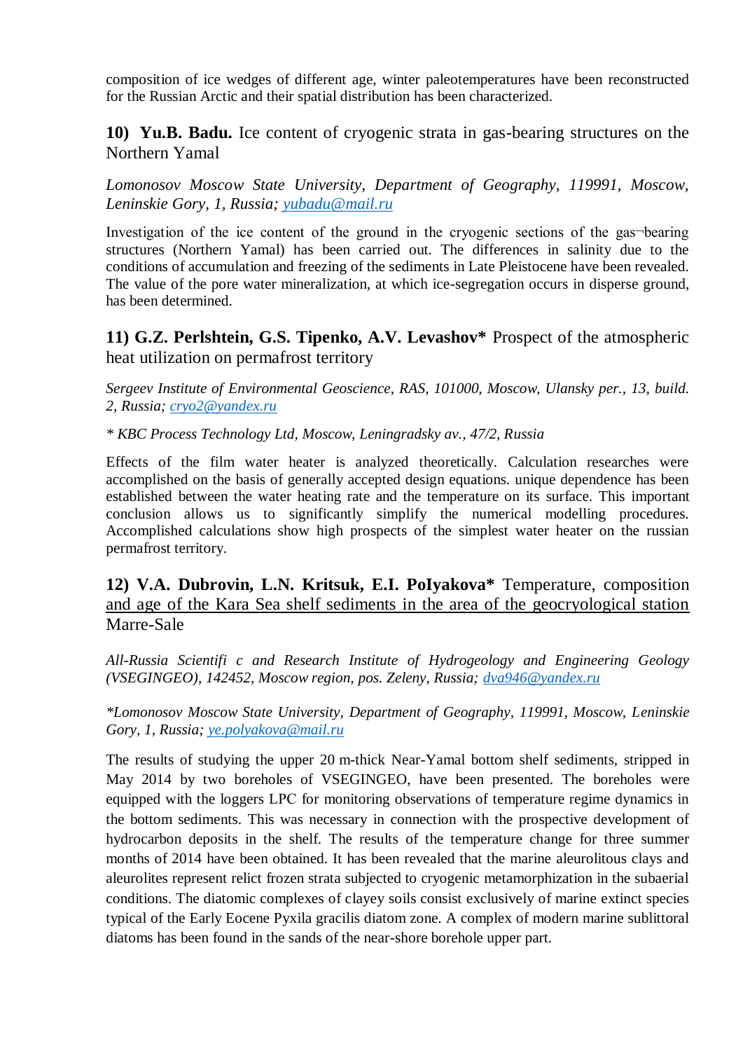composition of ice wedges of different age, winter paleotemperatures have been reconstructed for the Russian Arctic and their spatial distribution has been characterized.

### 10) **Yu.B. Badu.** Ice content of cryogenic strata in gas-bearing structures on the Northern Yamal

*Lomonosov Moscow State University, Department of Geography, 119991, Moscow, Leninskie Gory, 1, Russia; yubadu@mail.ru*

Investigation of the ice content of the ground in the cryogenic sections of the gas¬bearing structures (Northern Yamal) has been carried out. The differences in salinity due to the conditions of accumulation and freezing of the sediments in Late Pleistocene have been revealed. The value of the pore water mineralization, at which ice-segregation occurs in disperse ground, has been determined.

### 11) **G.Z. Perlshtein, G.S. Tipenko, A.V. Levashov*** Prospect of the atmospheric heat utilization on permafrost territory

*Sergeev Institute of Environmental Geoscience, RAS, 101000, Moscow, Ulansky per., 13, build. 2, Russia; cryo2@yandex.ru*

*\* KBC Process Technology Ltd, Moscow, Leningradsky av., 47/2, Russia*

Effects of the film water heater is analyzed theoretically. Calculation researches were accomplished on the basis of generally accepted design equations. unique dependence has been established between the water heating rate and the temperature on its surface. This important conclusion allows us to significantly simplify the numerical modelling procedures. Accomplished calculations show high prospects of the simplest water heater on the russian permafrost territory.

### 12) **V.A. Dubrovin, L.N. Kritsuk, E.I. PoIyakova*** Temperature, composition and age of the Kara Sea shelf sediments in the area of the geocryological station Marre-Sale

*All-Russia Scientifi c and Research Institute of Hydrogeology and Engineering Geology (VSEGINGEO), 142452, Moscow region, pos. Zeleny, Russia; dva946@yandex.ru*

*\*Lomonosov Moscow State University, Department of Geography, 119991, Moscow, Leninskie Gory, 1, Russia; ye.polyakova@mail.ru*

The results of studying the upper 20 m-thick Near-Yamal bottom shelf sediments, stripped in May 2014 by two boreholes of VSEGINGEO, have been presented. The boreholes were equipped with the loggers LPC for monitoring observations of temperature regime dynamics in the bottom sediments. This was necessary in connection with the prospective development of hydrocarbon deposits in the shelf. The results of the temperature change for three summer months of 2014 have been obtained. It has been revealed that the marine aleurolitous clays and aleurolites represent relict frozen strata subjected to cryogenic metamorphization in the subaerial conditions. The diatomic complexes of clayey soils consist exclusively of marine extinct species typical of the Early Eocene Pyxila gracilis diatom zone. A complex of modern marine sublittoral diatoms has been found in the sands of the near-shore borehole upper part.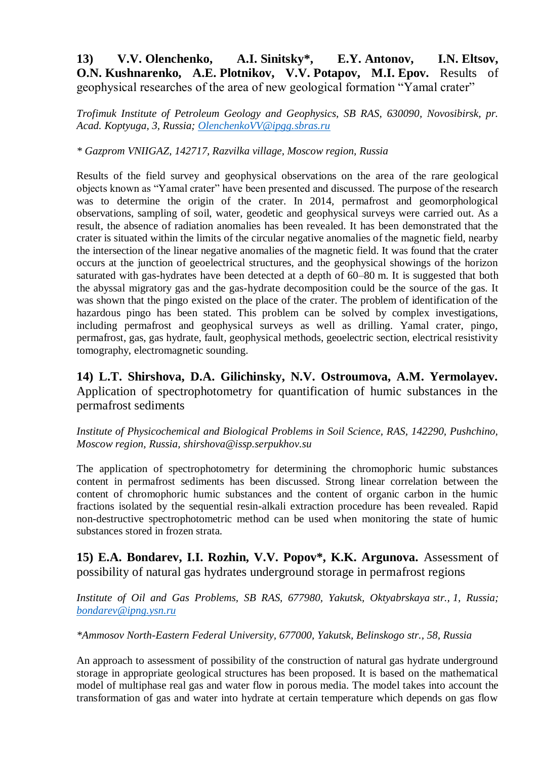**13) V.V. Olenchenko, A.I. Sinitsky*, E.Y. Antonov, I.N. Eltsov, O.N. Kushnarenko, A.E. Plotnikov, V.V. Potapov, M.I. Epov.** Results of geophysical researches of the area of new geological formation “Yamal crater”

*Trofimuk Institute of Petroleum Geology and Geophysics, SB RAS, 630090, Novosibirsk, pr. Acad. Koptyuga, 3, Russia; OlenchenkoVV@ipgg.sbras.ru*

*\* Gazprom VNIIGAZ, 142717, Razvilka village, Moscow region, Russia*

Results of the field survey and geophysical observations on the area of the rare geological objects known as “Yamal crater” have been presented and discussed. The purpose of the research was to determine the origin of the crater. In 2014, permafrost and geomorphological observations, sampling of soil, water, geodetic and geophysical surveys were carried out. As a result, the absence of radiation anomalies has been revealed. It has been demonstrated that the crater is situated within the limits of the circular negative anomalies of the magnetic field, nearby the intersection of the linear negative anomalies of the magnetic field. It was found that the crater occurs at the junction of geoelectrical structures, and the geophysical showings of the horizon saturated with gas-hydrates have been detected at a depth of 60–80 m. It is suggested that both the abyssal migratory gas and the gas-hydrate decomposition could be the source of the gas. It was shown that the pingo existed on the place of the crater. The problem of identification of the hazardous pingo has been stated. This problem can be solved by complex investigations, including permafrost and geophysical surveys as well as drilling. Yamal crater, pingo, permafrost, gas, gas hydrate, fault, geophysical methods, geoelectric section, electrical resistivity tomography, electromagnetic sounding.

**14) L.T. Shirshova, D.A. Gilichinsky, N.V. Ostroumova, A.M. Yermolayev.** Application of spectrophotometry for quantification of humic substances in the permafrost sediments

*Institute of Physicochemical and Biological Problems in Soil Science, RAS, 142290, Pushchino, Moscow region, Russia, shirshova@issp.serpukhov.su*

The application of spectrophotometry for determining the chromophoric humic substances content in permafrost sediments has been discussed. Strong linear correlation between the content of chromophoric humic substances and the content of organic carbon in the humic fractions isolated by the sequential resin-alkali extraction procedure has been revealed. Rapid non-destructive spectrophotometric method can be used when monitoring the state of humic substances stored in frozen strata.

**15) E.A. Bondarev, I.I. Rozhin, V.V. Popov*, K.K. Argunova.** Assessment of possibility of natural gas hydrates underground storage in permafrost regions

*Institute of Oil and Gas Problems, SB RAS, 677980, Yakutsk, Oktyabrskaya str., 1, Russia; bondarev@ipng.ysn.ru*

*\*Ammosov North-Eastern Federal University, 677000, Yakutsk, Belinskogo str., 58, Russia*

An approach to assessment of possibility of the construction of natural gas hydrate underground storage in appropriate geological structures has been proposed. It is based on the mathematical model of multiphase real gas and water flow in porous media. The model takes into account the transformation of gas and water into hydrate at certain temperature which depends on gas flow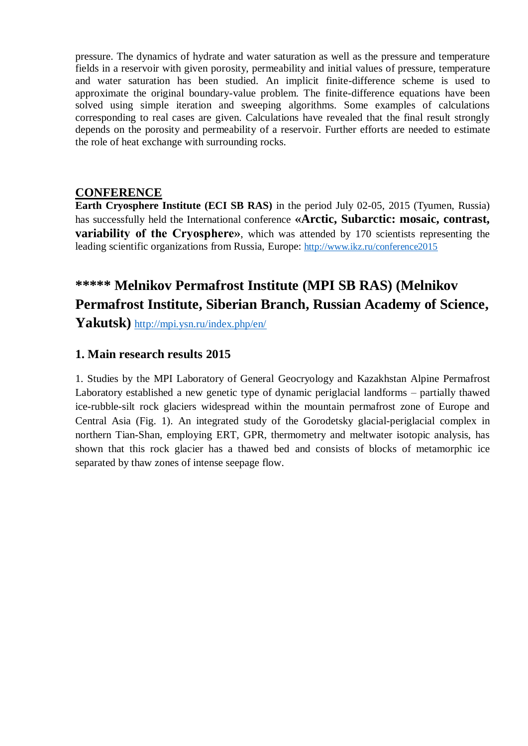pressure. The dynamics of hydrate and water saturation as well as the pressure and temperature fields in a reservoir with given porosity, permeability and initial values of pressure, temperature and water saturation has been studied. An implicit finite-difference scheme is used to approximate the original boundary-value problem. The finite-difference equations have been solved using simple iteration and sweeping algorithms. Some examples of calculations corresponding to real cases are given. Calculations have revealed that the final result strongly depends on the porosity and permeability of a reservoir. Further efforts are needed to estimate the role of heat exchange with surrounding rocks.

**CONFERENCE**

**Earth Cryosphere Institute (ECI SB RAS)** in the period July 02-05, 2015 (Tyumen, Russia) has successfully held the International conference **«Arctic, Subarctic: mosaic, contrast, variability of the Cryosphere»**, which was attended by 170 scientists representing the leading scientific organizations from Russia, Europe: http://www.ikz.ru/conference2015

## ***** Melnikov Permafrost Institute (MPI SB RAS) (Melnikov Permafrost Institute, Siberian Branch, Russian Academy of Science, Yakutsk) http://mpi.ysn.ru/index.php/en/

### 1. Main research results 2015

1. Studies by the MPI Laboratory of General Geocryology and Kazakhstan Alpine Permafrost Laboratory established a new genetic type of dynamic periglacial landforms – partially thawed ice-rubble-silt rock glaciers widespread within the mountain permafrost zone of Europe and Central Asia (Fig. 1). An integrated study of the Gorodetsky glacial-periglacial complex in northern Tian-Shan, employing ERT, GPR, thermometry and meltwater isotopic analysis, has shown that this rock glacier has a thawed bed and consists of blocks of metamorphic ice separated by thaw zones of intense seepage flow.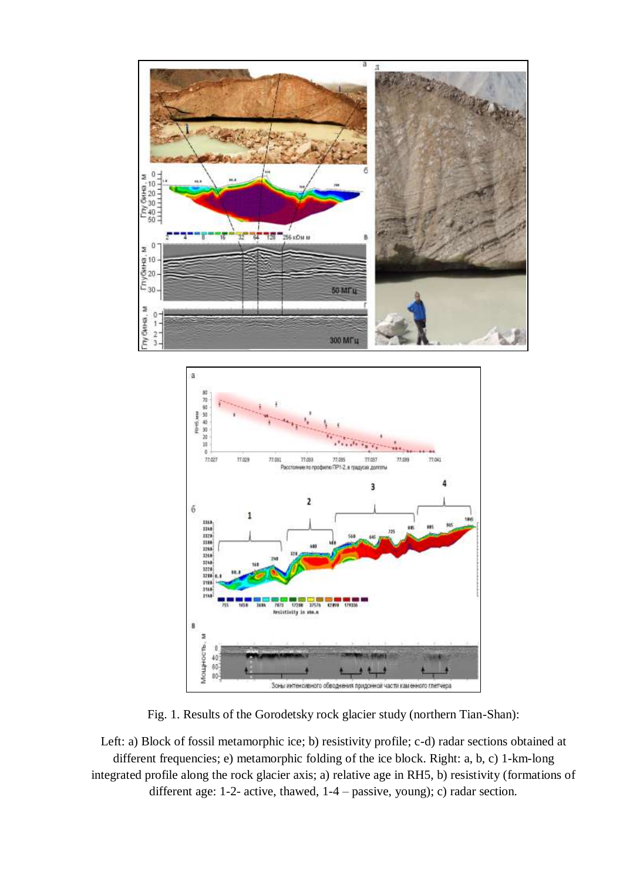Fig. 1. Results of the Gorodetsky rock glacier study (northern Tian-Shan):

Left: a) Block of fossil metamorphic ice; b) resistivity profile; c-d) radar sections obtained at different frequencies; e) metamorphic folding of the ice block. Right: a, b, c) 1-km-long integrated profile along the rock glacier axis; a) relative age in RH5, b) resistivity (formations of different age: 1-2- active, thawed, 1-4 – passive, young); c) radar section.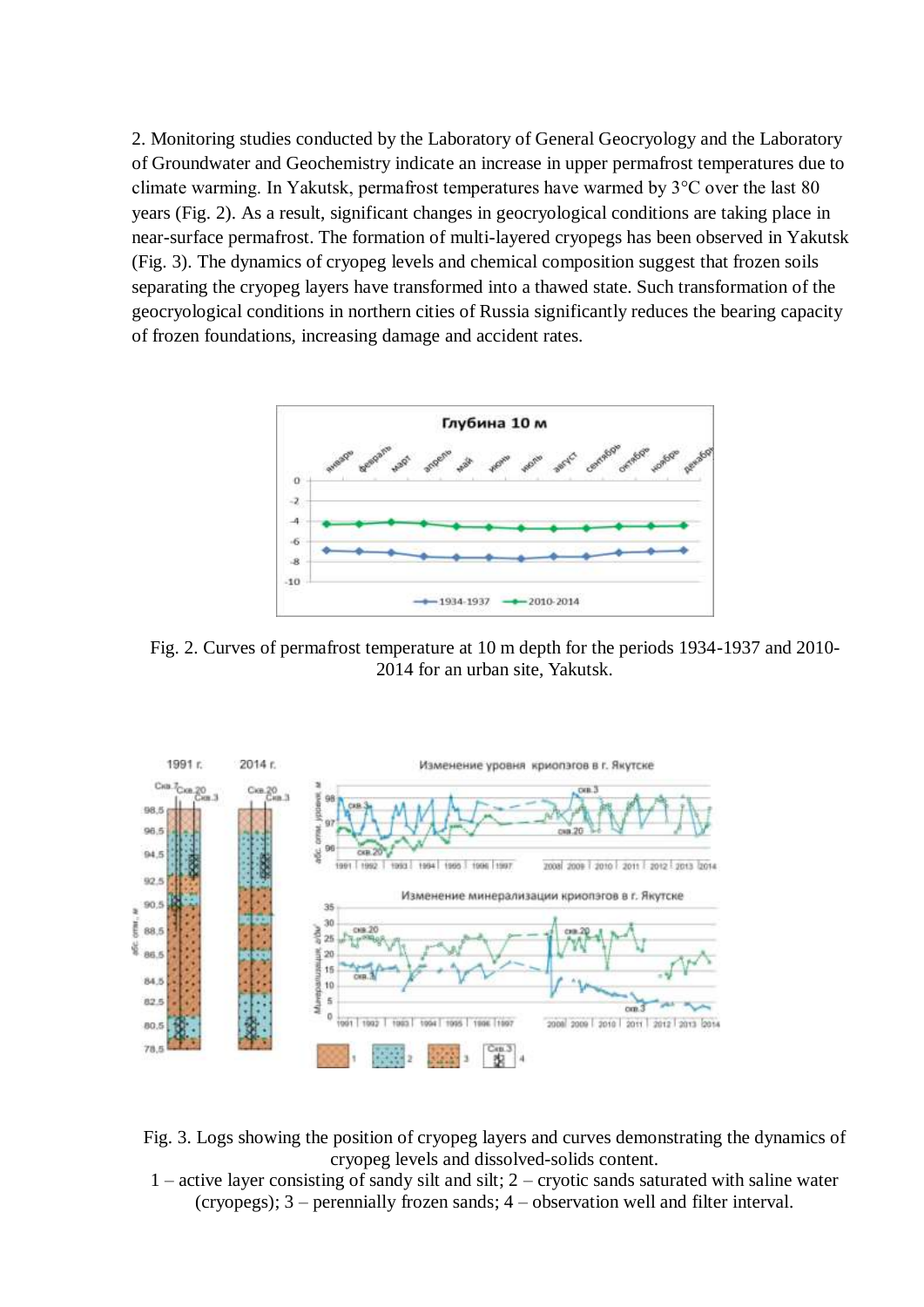2. Monitoring studies conducted by the Laboratory of General Geocryology and the Laboratory of Groundwater and Geochemistry indicate an increase in upper permafrost temperatures due to climate warming. In Yakutsk, permafrost temperatures have warmed by 3°C over the last 80 years (Fig. 2). As a result, significant changes in geocryological conditions are taking place in near-surface permafrost. The formation of multi-layered cryopegs has been observed in Yakutsk (Fig. 3). The dynamics of cryopeg levels and chemical composition suggest that frozen soils separating the cryopeg layers have transformed into a thawed state. Such transformation of the geocryological conditions in northern cities of Russia significantly reduces the bearing capacity of frozen foundations, increasing damage and accident rates.

Глубина 10 м

январь февраль март апрель май июнь июль август сентябрь октябрь ноябрь декабрь

0
-2
-4
-6
-8
-10

1934-1937
2010-2014

Fig. 2. Curves of permafrost temperature at 10 m depth for the periods 1934-1937 and 2010-2014 for an urban site, Yakutsk.

1991 г.
2014 г.
Скв.7 Скв.20 Скв.3
Скв.20 Скв.3
98,5
96,5
94,5
92,5
90,5
88,5
86,5
84,5
82,5
80,5
78,5
абс. отм., м

Изменение уровня криопэгов в г. Якутске
абс. отм. уровня, м
98
97
96
скв.3
скв.20
1991 1992 1993 1994 1995 1996 1997 2008 2009 2010 2011 2012 2013 2014

Изменение минерализации криопэгов в г. Якутске
Минерализация, г/дм³
35
30
25
20
15
10
5
0
скв.20
скв.3
1991 1992 1993 1994 1995 1996 1997 2008 2009 2010 2011 2012 2013 2014

1 2 3 Скв.3 4

Fig. 3. Logs showing the position of cryopeg layers and curves demonstrating the dynamics of cryopeg levels and dissolved-solids content.
1 – active layer consisting of sandy silt and silt; 2 – cryotic sands saturated with saline water (cryopegs); 3 – perennially frozen sands; 4 – observation well and filter interval.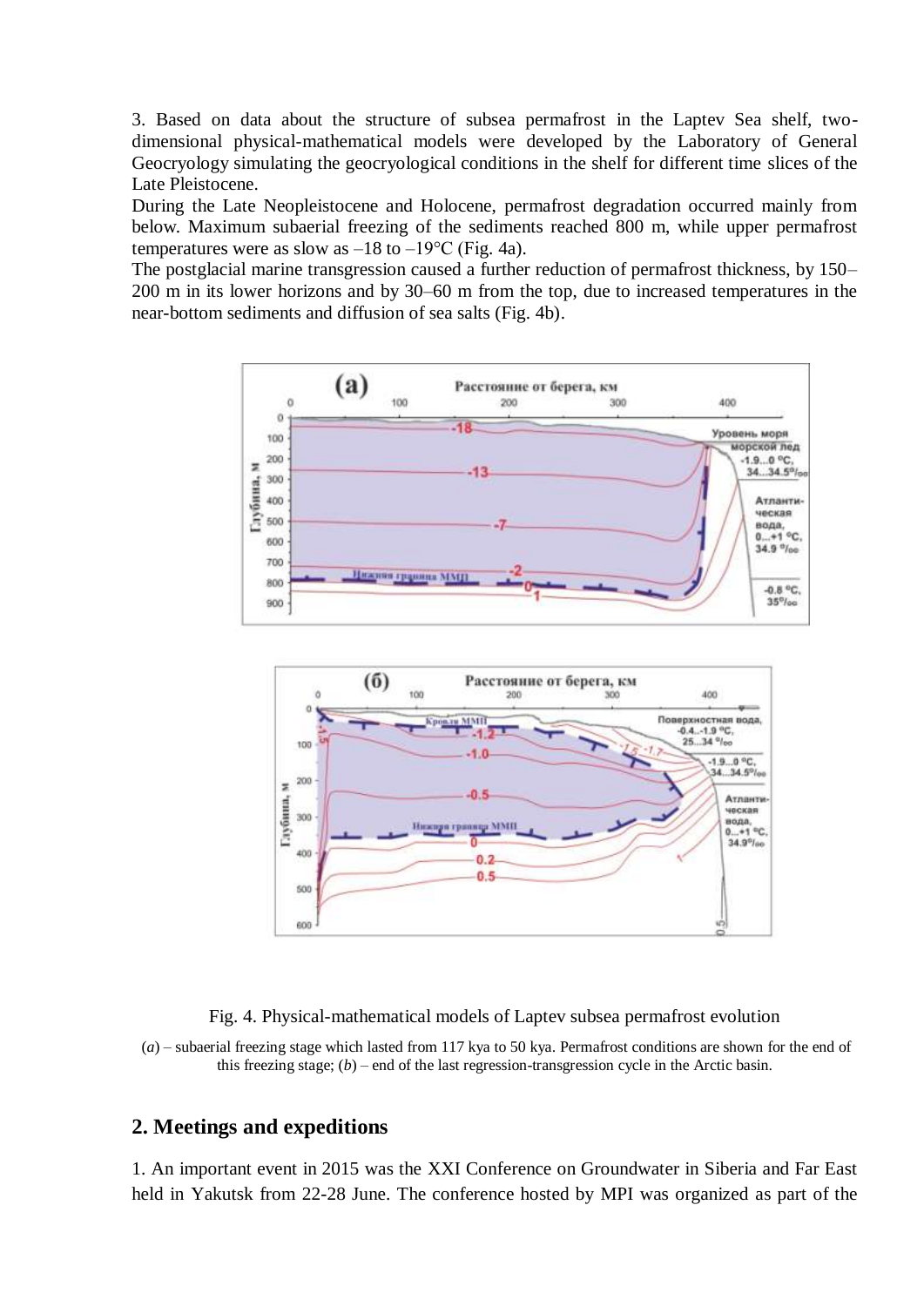3. Based on data about the structure of subsea permafrost in the Laptev Sea shelf, two-dimensional physical-mathematical models were developed by the Laboratory of General Geocryology simulating the geocryological conditions in the shelf for different time slices of the Late Pleistocene.

During the Late Neopleistocene and Holocene, permafrost degradation occurred mainly from below. Maximum subaerial freezing of the sediments reached 800 m, while upper permafrost temperatures were as slow as –18 to –19°C (Fig. 4a).

The postglacial marine transgression caused a further reduction of permafrost thickness, by 150–200 m in its lower horizons and by 30–60 m from the top, due to increased temperatures in the near-bottom sediments and diffusion of sea salts (Fig. 4b).

(a)
Расстояние от берега, км
0 100 200 300 400
Глубина, м
0 100 200 300 400 500 600 700 800 900
-18
-13
-7
-2
0
1
Нижняя граница ММП
Уровень моря
морской лед
-1.9...0 °C,
34...34.5‰
Атлантическая вода,
0...+1 °C,
34.9 ‰
-0.8 °C,
35‰

(б)
Расстояние от берега, км
0 100 200 300 400
Глубина, м
0 100 200 300 400 500 600
Кровля ММП
-1.5
-1.2
-1.0
-0.5
-1.5 -1.7
Нижняя граница ММП
0
0.2
0.5
Поверхностная вода,
-0.4...-1.9 °C,
25...34 ‰
-1.9...0 °C,
34...34.5‰
Атлантическая вода,
0...+1 °C,
34.9‰
1
0.5

Fig. 4. Physical-mathematical models of Laptev subsea permafrost evolution

(*a*) – subaerial freezing stage which lasted from 117 kya to 50 kya. Permafrost conditions are shown for the end of this freezing stage; (*b*) – end of the last regression-transgression cycle in the Arctic basin.

## 2. Meetings and expeditions

1. An important event in 2015 was the XXI Conference on Groundwater in Siberia and Far East held in Yakutsk from 22-28 June. The conference hosted by MPI was organized as part of the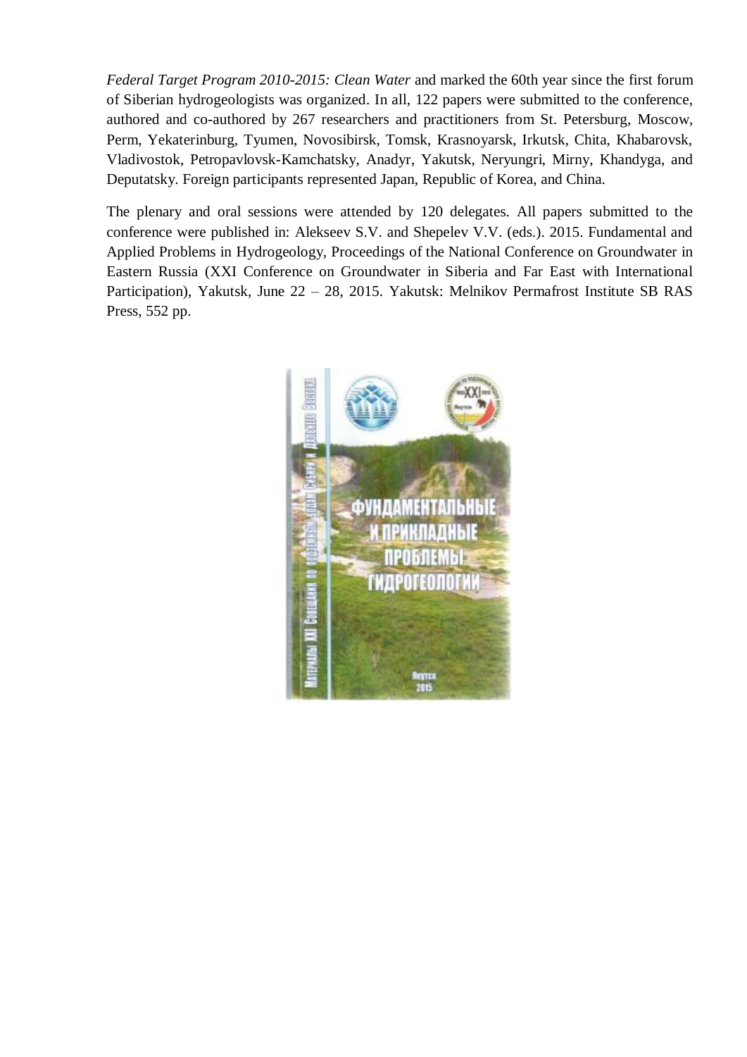*Federal Target Program 2010-2015: Clean Water* and marked the 60th year since the first forum of Siberian hydrogeologists was organized. In all, 122 papers were submitted to the conference, authored and co-authored by 267 researchers and practitioners from St. Petersburg, Moscow, Perm, Yekaterinburg, Tyumen, Novosibirsk, Tomsk, Krasnoyarsk, Irkutsk, Chita, Khabarovsk, Vladivostok, Petropavlovsk-Kamchatsky, Anadyr, Yakutsk, Neryungri, Mirny, Khandyga, and Deputatsky. Foreign participants represented Japan, Republic of Korea, and China.

The plenary and oral sessions were attended by 120 delegates. All papers submitted to the conference were published in: Alekseev S.V. and Shepelev V.V. (eds.). 2015. Fundamental and Applied Problems in Hydrogeology, Proceedings of the National Conference on Groundwater in Eastern Russia (XXI Conference on Groundwater in Siberia and Far East with International Participation), Yakutsk, June 22 – 28, 2015. Yakutsk: Melnikov Permafrost Institute SB RAS Press, 552 pp.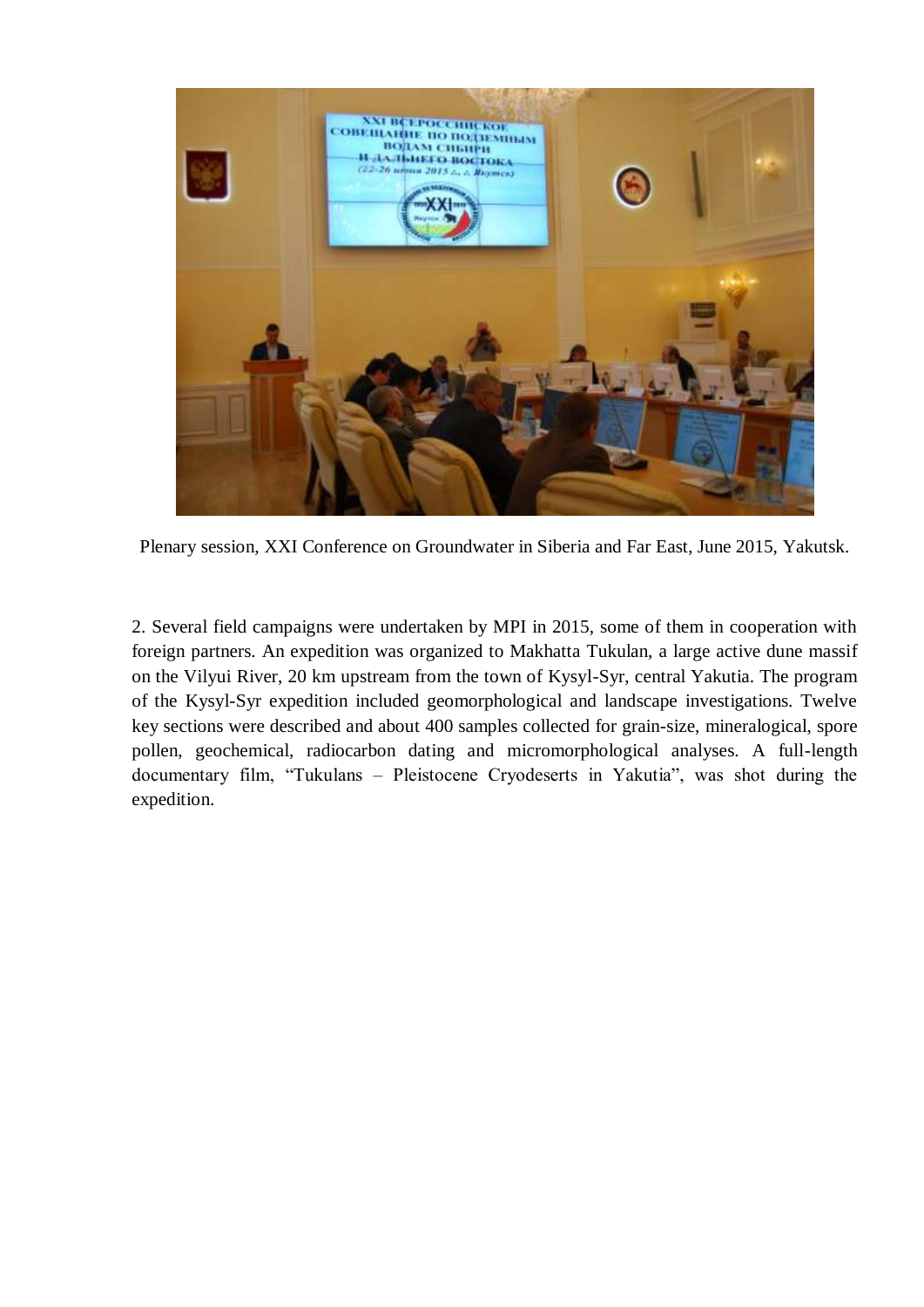Plenary session, XXI Conference on Groundwater in Siberia and Far East, June 2015, Yakutsk.

2. Several field campaigns were undertaken by MPI in 2015, some of them in cooperation with foreign partners. An expedition was organized to Makhatta Tukulan, a large active dune massif on the Vilyui River, 20 km upstream from the town of Kysyl-Syr, central Yakutia. The program of the Kysyl-Syr expedition included geomorphological and landscape investigations. Twelve key sections were described and about 400 samples collected for grain-size, mineralogical, spore pollen, geochemical, radiocarbon dating and micromorphological analyses. A full-length documentary film, “Tukulans – Pleistocene Cryodeserts in Yakutia”, was shot during the expedition.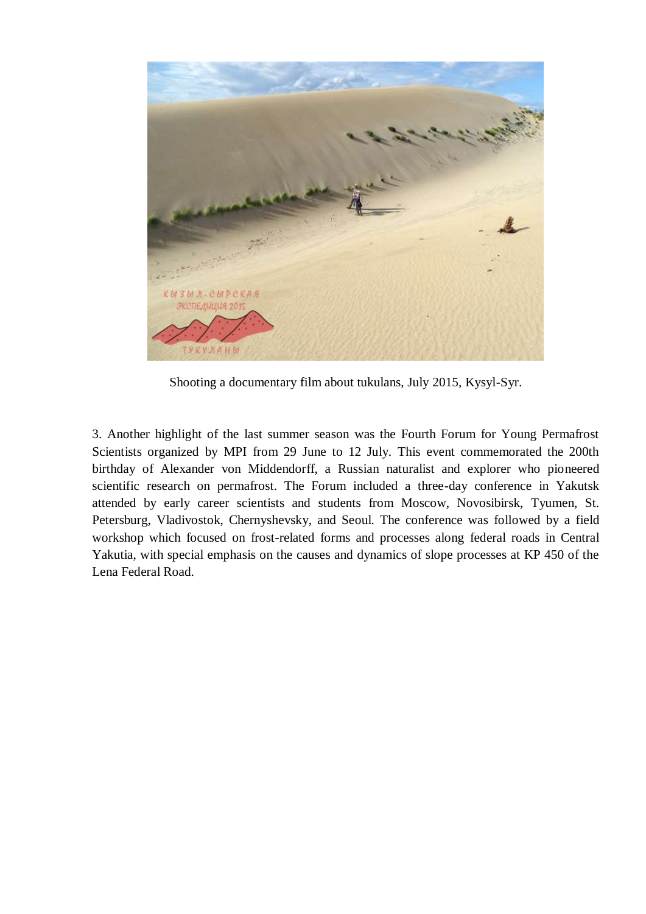Shooting a documentary film about tukulans, July 2015, Kysyl-Syr.

3. Another highlight of the last summer season was the Fourth Forum for Young Permafrost Scientists organized by MPI from 29 June to 12 July. This event commemorated the 200th birthday of Alexander von Middendorff, a Russian naturalist and explorer who pioneered scientific research on permafrost. The Forum included a three-day conference in Yakutsk attended by early career scientists and students from Moscow, Novosibirsk, Tyumen, St. Petersburg, Vladivostok, Chernyshevsky, and Seoul. The conference was followed by a field workshop which focused on frost-related forms and processes along federal roads in Central Yakutia, with special emphasis on the causes and dynamics of slope processes at KP 450 of the Lena Federal Road.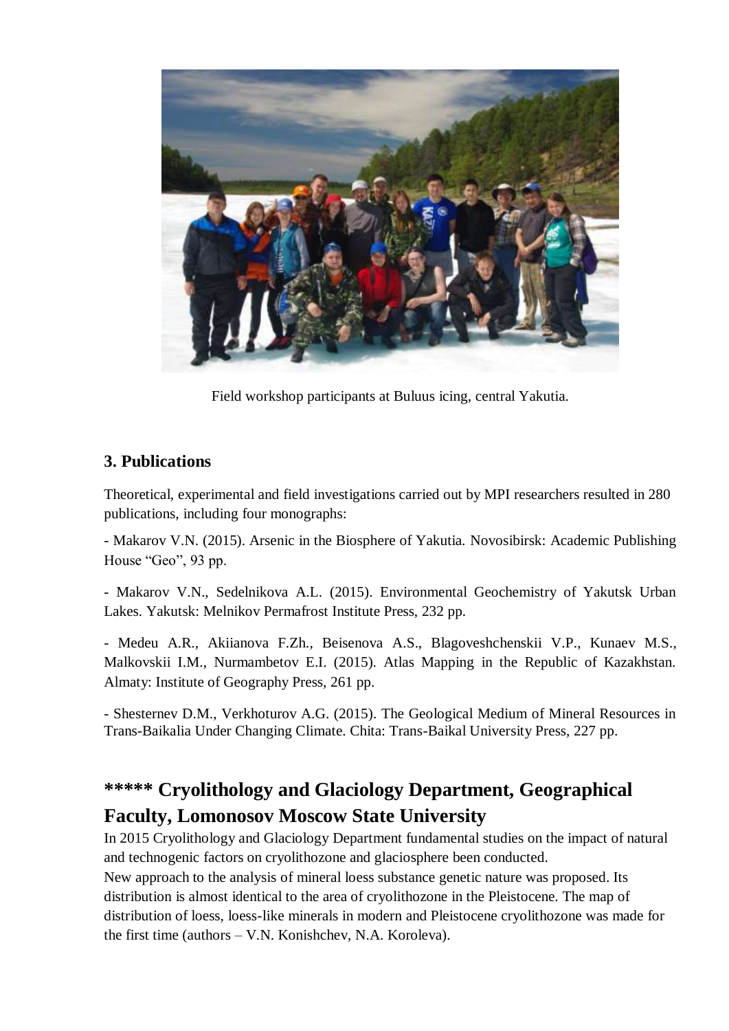Field workshop participants at Buluus icing, central Yakutia.

## 3. Publications

Theoretical, experimental and field investigations carried out by MPI researchers resulted in 280 publications, including four monographs:

- Makarov V.N. (2015). Arsenic in the Biosphere of Yakutia. Novosibirsk: Academic Publishing House "Geo", 93 pp.

- Makarov V.N., Sedelnikova A.L. (2015). Environmental Geochemistry of Yakutsk Urban Lakes. Yakutsk: Melnikov Permafrost Institute Press, 232 pp.

- Medeu A.R., Akiianova F.Zh., Beisenova A.S., Blagoveshchenskii V.P., Kunaev M.S., Malkovskii I.M., Nurmambetov E.I. (2015). Atlas Mapping in the Republic of Kazakhstan. Almaty: Institute of Geography Press, 261 pp.

- Shesternev D.M., Verkhoturov A.G. (2015). The Geological Medium of Mineral Resources in Trans-Baikalia Under Changing Climate. Chita: Trans-Baikal University Press, 227 pp.

## ***** Cryolithology and Glaciology Department, Geographical Faculty, Lomonosov Moscow State University

In 2015 Cryolithology and Glaciology Department fundamental studies on the impact of natural and technogenic factors on cryolithozone and glaciosphere been conducted.

New approach to the analysis of mineral loess substance genetic nature was proposed. Its distribution is almost identical to the area of cryolithozone in the Pleistocene. The map of distribution of loess, loess-like minerals in modern and Pleistocene cryolithozone was made for the first time (authors – V.N. Konishchev, N.A. Koroleva).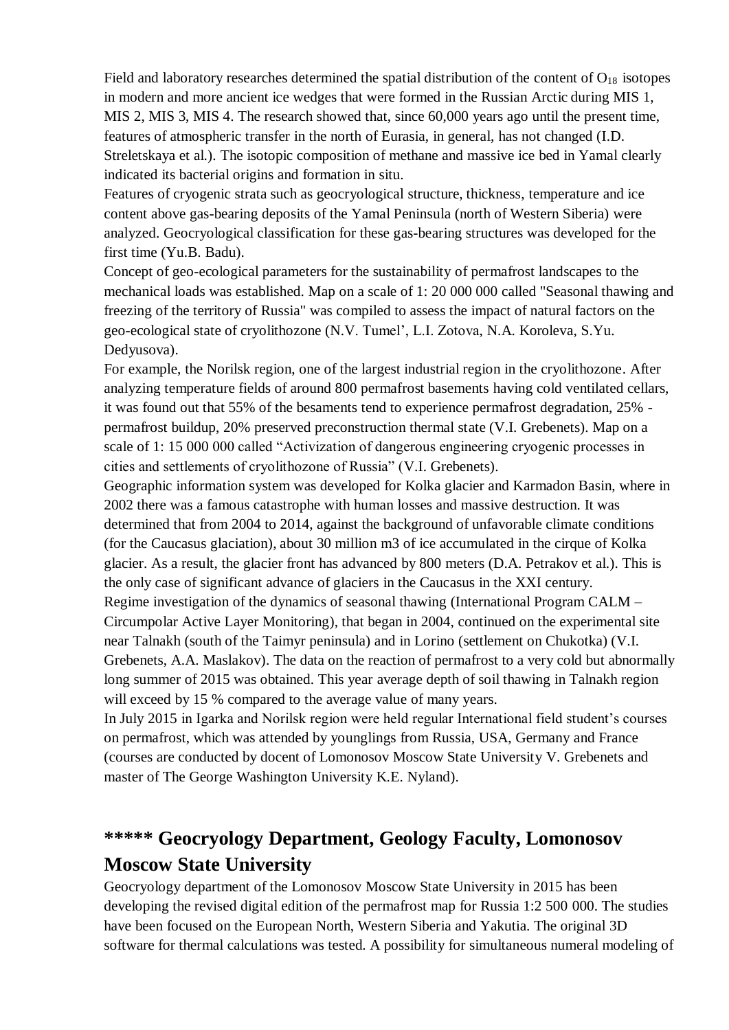Field and laboratory researches determined the spatial distribution of the content of $O_{18}$ isotopes in modern and more ancient ice wedges that were formed in the Russian Arctic during MIS 1, MIS 2, MIS 3, MIS 4. The research showed that, since 60,000 years ago until the present time, features of atmospheric transfer in the north of Eurasia, in general, has not changed (I.D. Streletskaya et al.). The isotopic composition of methane and massive ice bed in Yamal clearly indicated its bacterial origins and formation in situ.

Features of cryogenic strata such as geocryological structure, thickness, temperature and ice content above gas-bearing deposits of the Yamal Peninsula (north of Western Siberia) were analyzed. Geocryological classification for these gas-bearing structures was developed for the first time (Yu.B. Badu).

Concept of geo-ecological parameters for the sustainability of permafrost landscapes to the mechanical loads was established. Map on a scale of 1: 20 000 000 called "Seasonal thawing and freezing of the territory of Russia" was compiled to assess the impact of natural factors on the geo-ecological state of cryolithozone (N.V. Tumel', L.I. Zotova, N.A. Koroleva, S.Yu. Dedyusova).

For example, the Norilsk region, one of the largest industrial region in the cryolithozone. After analyzing temperature fields of around 800 permafrost basements having cold ventilated cellars, it was found out that 55% of the besaments tend to experience permafrost degradation, 25% - permafrost buildup, 20% preserved preconstruction thermal state (V.I. Grebenets). Map on a scale of 1: 15 000 000 called "Activization of dangerous engineering cryogenic processes in cities and settlements of cryolithozone of Russia" (V.I. Grebenets).

Geographic information system was developed for Kolka glacier and Karmadon Basin, where in 2002 there was a famous catastrophe with human losses and massive destruction. It was determined that from 2004 to 2014, against the background of unfavorable climate conditions (for the Caucasus glaciation), about 30 million m3 of ice accumulated in the cirque of Kolka glacier. As a result, the glacier front has advanced by 800 meters (D.A. Petrakov et al.). This is the only case of significant advance of glaciers in the Caucasus in the XXI century.

Regime investigation of the dynamics of seasonal thawing (International Program CALM – Circumpolar Active Layer Monitoring), that began in 2004, continued on the experimental site near Talnakh (south of the Taimyr peninsula) and in Lorino (settlement on Chukotka) (V.I. Grebenets, A.A. Maslakov). The data on the reaction of permafrost to a very cold but abnormally long summer of 2015 was obtained. This year average depth of soil thawing in Talnakh region will exceed by 15 % compared to the average value of many years.

In July 2015 in Igarka and Norilsk region were held regular International field student's courses on permafrost, which was attended by younglings from Russia, USA, Germany and France (courses are conducted by docent of Lomonosov Moscow State University V. Grebenets and master of The George Washington University K.E. Nyland).

## ***** Geocryology Department, Geology Faculty, Lomonosov Moscow State University

Geocryology department of the Lomonosov Moscow State University in 2015 has been developing the revised digital edition of the permafrost map for Russia 1:2 500 000. The studies have been focused on the European North, Western Siberia and Yakutia. The original 3D software for thermal calculations was tested. A possibility for simultaneous numeral modeling of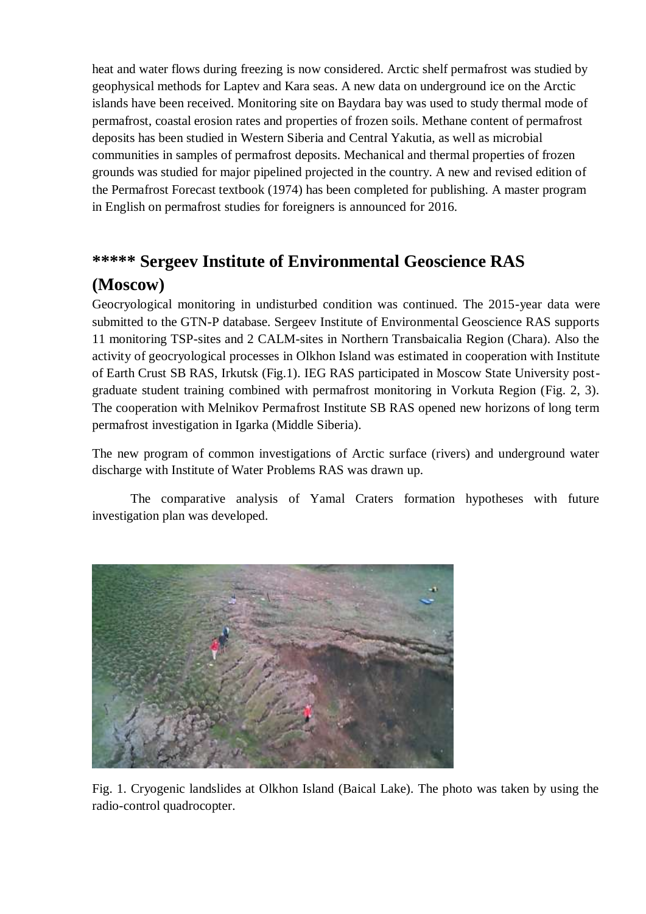heat and water flows during freezing is now considered. Arctic shelf permafrost was studied by geophysical methods for Laptev and Kara seas. A new data on underground ice on the Arctic islands have been received. Monitoring site on Baydara bay was used to study thermal mode of permafrost, coastal erosion rates and properties of frozen soils. Methane content of permafrost deposits has been studied in Western Siberia and Central Yakutia, as well as microbial communities in samples of permafrost deposits. Mechanical and thermal properties of frozen grounds was studied for major pipelined projected in the country. A new and revised edition of the Permafrost Forecast textbook (1974) has been completed for publishing. A master program in English on permafrost studies for foreigners is announced for 2016.

## ***** Sergeev Institute of Environmental Geoscience RAS (Moscow)

Geocryological monitoring in undisturbed condition was continued. The 2015-year data were submitted to the GTN-P database. Sergeev Institute of Environmental Geoscience RAS supports 11 monitoring TSP-sites and 2 CALM-sites in Northern Transbaicalia Region (Chara). Also the activity of geocryological processes in Olkhon Island was estimated in cooperation with Institute of Earth Crust SB RAS, Irkutsk (Fig.1). IEG RAS participated in Moscow State University post-graduate student training combined with permafrost monitoring in Vorkuta Region (Fig. 2, 3). The cooperation with Melnikov Permafrost Institute SB RAS opened new horizons of long term permafrost investigation in Igarka (Middle Siberia).

The new program of common investigations of Arctic surface (rivers) and underground water discharge with Institute of Water Problems RAS was drawn up.

The comparative analysis of Yamal Craters formation hypotheses with future investigation plan was developed.

Fig. 1. Cryogenic landslides at Olkhon Island (Baical Lake). The photo was taken by using the radio-control quadrocopter.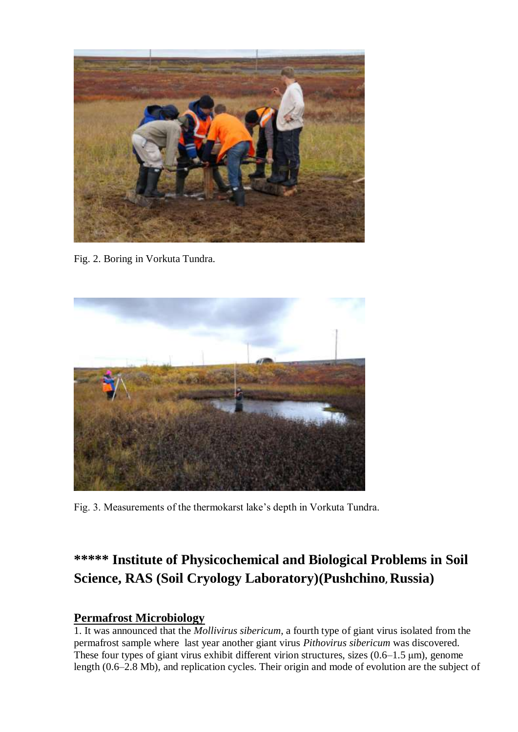Fig. 2. Boring in Vorkuta Tundra.

Fig. 3. Measurements of the thermokarst lake's depth in Vorkuta Tundra.

## ***** Institute of Physicochemical and Biological Problems in Soil Science, RAS (Soil Cryology Laboratory)(Pushchino, Russia)

### Permafrost Microbiology

1. It was announced that the *Mollivirus sibericum*, a fourth type of giant virus isolated from the permafrost sample where last year another giant virus *Pithovirus sibericum* was discovered. These four types of giant virus exhibit different virion structures, sizes (0.6–1.5 μm), genome length (0.6–2.8 Mb), and replication cycles. Their origin and mode of evolution are the subject of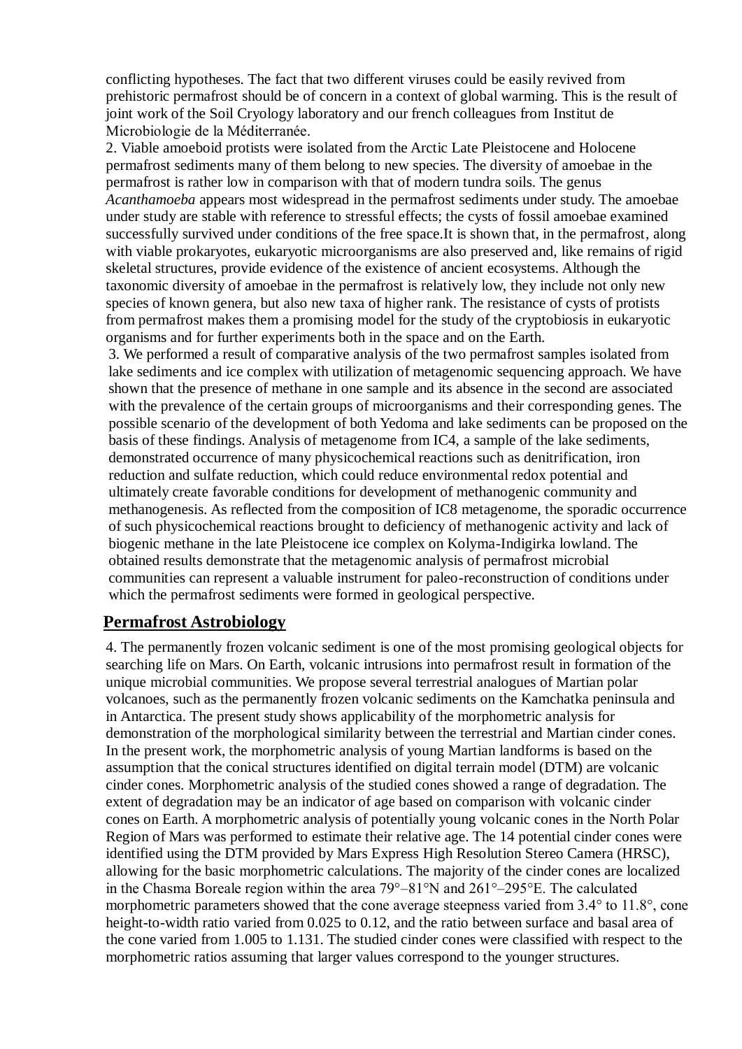conflicting hypotheses. The fact that two different viruses could be easily revived from prehistoric permafrost should be of concern in a context of global warming. This is the result of joint work of the Soil Cryology laboratory and our french colleagues from Institut de Microbiologie de la Méditerranée.

2. Viable amoeboid protists were isolated from the Arctic Late Pleistocene and Holocene permafrost sediments many of them belong to new species. The diversity of amoebae in the permafrost is rather low in comparison with that of modern tundra soils. The genus *Acanthamoeba* appears most widespread in the permafrost sediments under study. The amoebae under study are stable with reference to stressful effects; the cysts of fossil amoebae examined successfully survived under conditions of the free space.It is shown that, in the permafrost, along with viable prokaryotes, eukaryotic microorganisms are also preserved and, like remains of rigid skeletal structures, provide evidence of the existence of ancient ecosystems. Although the taxonomic diversity of amoebae in the permafrost is relatively low, they include not only new species of known genera, but also new taxa of higher rank. The resistance of cysts of protists from permafrost makes them a promising model for the study of the cryptobiosis in eukaryotic organisms and for further experiments both in the space and on the Earth.

3. We performed a result of comparative analysis of the two permafrost samples isolated from lake sediments and ice complex with utilization of metagenomic sequencing approach. We have shown that the presence of methane in one sample and its absence in the second are associated with the prevalence of the certain groups of microorganisms and their corresponding genes. The possible scenario of the development of both Yedoma and lake sediments can be proposed on the basis of these findings. Analysis of metagenome from IC4, a sample of the lake sediments, demonstrated occurrence of many physicochemical reactions such as denitrification, iron reduction and sulfate reduction, which could reduce environmental redox potential and ultimately create favorable conditions for development of methanogenic community and methanogenesis. As reflected from the composition of IC8 metagenome, the sporadic occurrence of such physicochemical reactions brought to deficiency of methanogenic activity and lack of biogenic methane in the late Pleistocene ice complex on Kolyma-Indigirka lowland. The obtained results demonstrate that the metagenomic analysis of permafrost microbial communities can represent a valuable instrument for paleo-reconstruction of conditions under which the permafrost sediments were formed in geological perspective.

## Permafrost Astrobiology

4. The permanently frozen volcanic sediment is one of the most promising geological objects for searching life on Mars. On Earth, volcanic intrusions into permafrost result in formation of the unique microbial communities. We propose several terrestrial analogues of Martian polar volcanoes, such as the permanently frozen volcanic sediments on the Kamchatka peninsula and in Antarctica. The present study shows applicability of the morphometric analysis for demonstration of the morphological similarity between the terrestrial and Martian cinder cones. In the present work, the morphometric analysis of young Martian landforms is based on the assumption that the conical structures identified on digital terrain model (DTM) are volcanic cinder cones. Morphometric analysis of the studied cones showed a range of degradation. The extent of degradation may be an indicator of age based on comparison with volcanic cinder cones on Earth. A morphometric analysis of potentially young volcanic cones in the North Polar Region of Mars was performed to estimate their relative age. The 14 potential cinder cones were identified using the DTM provided by Mars Express High Resolution Stereo Camera (HRSC), allowing for the basic morphometric calculations. The majority of the cinder cones are localized in the Chasma Boreale region within the area 79°–81°N and 261°–295°E. The calculated morphometric parameters showed that the cone average steepness varied from 3.4° to 11.8°, cone height-to-width ratio varied from 0.025 to 0.12, and the ratio between surface and basal area of the cone varied from 1.005 to 1.131. The studied cinder cones were classified with respect to the morphometric ratios assuming that larger values correspond to the younger structures.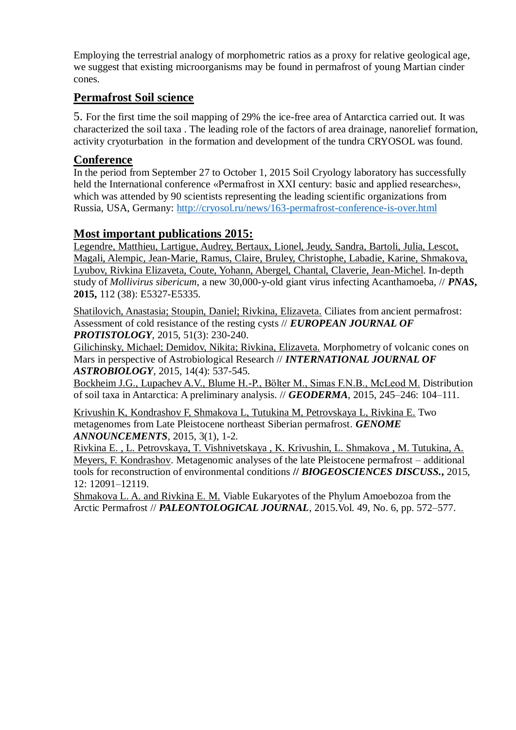Employing the terrestrial analogy of morphometric ratios as a proxy for relative geological age, we suggest that existing microorganisms may be found in permafrost of young Martian cinder cones.

## Permafrost Soil science

5. For the first time the soil mapping of 29% the ice-free area of Antarctica carried out. It was characterized the soil taxa . The leading role of the factors of area drainage, nanorelief formation, activity cryoturbation in the formation and development of the tundra CRYOSOL was found.

## Conference

In the period from September 27 to October 1, 2015 Soil Cryology laboratory has successfully held the International conference «Permafrost in XXI century: basic and applied researches», which was attended by 90 scientists representing the leading scientific organizations from Russia, USA, Germany: http://cryosol.ru/news/163-permafrost-conference-is-over.html

## Most important publications 2015:

Legendre, Matthieu, Lartigue, Audrey, Bertaux, Lionel, Jeudy, Sandra, Bartoli, Julia, Lescot, Magali, Alempic, Jean-Marie, Ramus, Claire, Bruley, Christophe, Labadie, Karine, Shmakova, Lyubov, Rivkina Elizaveta, Coute, Yohann, Abergel, Chantal, Claverie, Jean-Michel. In-depth study of *Mollivirus sibericum*, a new 30,000-y-old giant virus infecting Acanthamoeba, // ***PNAS*, 2015,** 112 (38): E5327-E5335.

Shatilovich, Anastasia; Stoupin, Daniel; Rivkina, Elizaveta. Ciliates from ancient permafrost: Assessment of cold resistance of the resting cysts // ***EUROPEAN JOURNAL OF PROTISTOLOGY***, 2015, 51(3): 230-240.

Gilichinsky, Michael; Demidov, Nikita; Rivkina, Elizaveta. Morphometry of volcanic cones on Mars in perspective of Astrobiological Research // ***INTERNATIONAL JOURNAL OF ASTROBIOLOGY***, 2015, 14(4): 537-545.

Bockheim J.G., Lupachev A.V., Blume H.-P., Bölter M., Simas F.N.B., McLeod M. Distribution of soil taxa in Antarctica: A preliminary analysis. // ***GEODERMA***, 2015, 245–246: 104–111.

Krivushin K, Kondrashov F, Shmakova L, Tutukina M, Petrovskaya L, Rivkina E. Two metagenomes from Late Pleistocene northeast Siberian permafrost. ***GENOME ANNOUNCEMENTS***, 2015, 3(1), 1-2.

Rivkina E. , L. Petrovskaya, T. Vishnivetskaya , K. Krivushin, L. Shmakova , M. Tutukina, A. Meyers, F. Kondrashov. Metagenomic analyses of the late Pleistocene permafrost – additional tools for reconstruction of environmental conditions **// *BIOGEOSCIENCES DISCUSS.*,** 2015, 12: 12091–12119.

Shmakova L. A. and Rivkina E. M. Viable Eukaryotes of the Phylum Amoebozoa from the Arctic Permafrost // ***PALEONTOLOGICAL JOURNAL***, 2015.Vol. 49, No. 6, pp. 572–577.